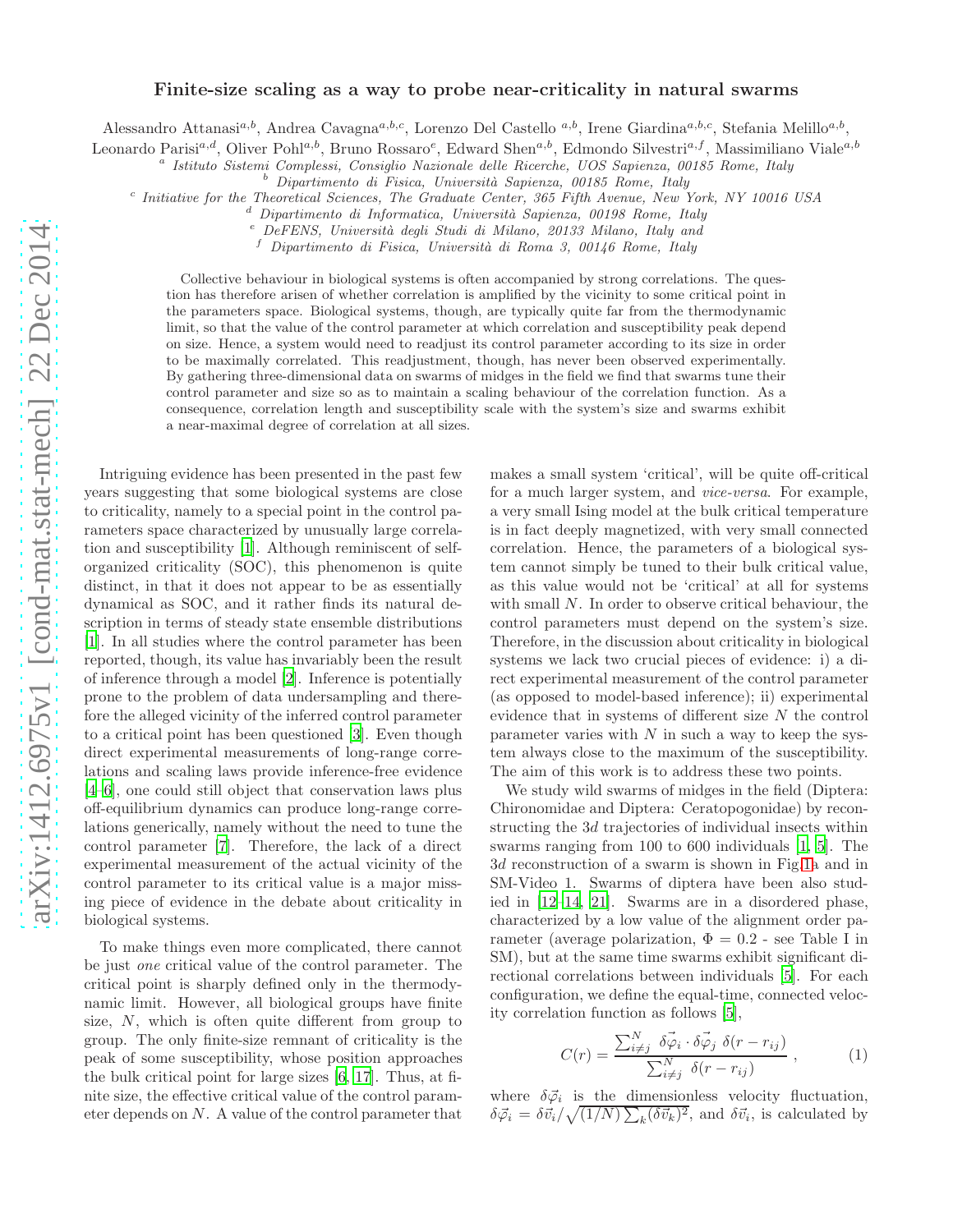# Finite-size scaling as a way to probe near-criticality in natural swarms

Alessandro Attanasi[a,b], Andrea Cavagna[a,b,c], Lorenzo Del Castello [a,b], Irene Giardina[a,b,c], Stefania Melillo[a,b], Leonardo Parisi[a,d], Oliver Pohl[a,b], Bruno Rossaro[e], Edward Shen[a,b], Edmondo Silvestri[a,f], Massimiliano Viale[a,b]

[a] *Istituto Sistemi Complessi, Consiglio Nazionale delle Ricerche, UOS Sapienza, 00185 Rome, Italy*
[b] *Dipartimento di Fisica, Università Sapienza, 00185 Rome, Italy*
[c] *Initiative for the Theoretical Sciences, The Graduate Center, 365 Fifth Avenue, New York, NY 10016 USA*
[d] *Dipartimento di Informatica, Università Sapienza, 00198 Rome, Italy*
[e] *DeFENS, Università degli Studi di Milano, 20133 Milano, Italy and*
[f] *Dipartimento di Fisica, Università di Roma 3, 00146 Rome, Italy*

Collective behaviour in biological systems is often accompanied by strong correlations. The question has therefore arisen of whether correlation is amplified by the vicinity to some critical point in the parameters space. Biological systems, though, are typically quite far from the thermodynamic limit, so that the value of the control parameter at which correlation and susceptibility peak depend on size. Hence, a system would need to readjust its control parameter according to its size in order to be maximally correlated. This readjustment, though, has never been observed experimentally. By gathering three-dimensional data on swarms of midges in the field we find that swarms tune their control parameter and size so as to maintain a scaling behaviour of the correlation function. As a consequence, correlation length and susceptibility scale with the system's size and swarms exhibit a near-maximal degree of correlation at all sizes.

Intriguing evidence has been presented in the past few years suggesting that some biological systems are close to criticality, namely to a special point in the control parameters space characterized by unusually large correlation and susceptibility [1]. Although reminiscent of self-organized criticality (SOC), this phenomenon is quite distinct, in that it does not appear to be as essentially dynamical as SOC, and it rather finds its natural description in terms of steady state ensemble distributions [1]. In all studies where the control parameter has been reported, though, its value has invariably been the result of inference through a model [2]. Inference is potentially prone to the problem of data undersampling and therefore the alleged vicinity of the inferred control parameter to a critical point has been questioned [3]. Even though direct experimental measurements of long-range correlations and scaling laws provide inference-free evidence [4–6], one could still object that conservation laws plus off-equilibrium dynamics can produce long-range correlations generically, namely without the need to tune the control parameter [7]. Therefore, the lack of a direct experimental measurement of the actual vicinity of the control parameter to its critical value is a major missing piece of evidence in the debate about criticality in biological systems.

To make things even more complicated, there cannot be just *one* critical value of the control parameter. The critical point is sharply defined only in the thermodynamic limit. However, all biological groups have finite size, $N$, which is often quite different from group to group. The only finite-size remnant of criticality is the peak of some susceptibility, whose position approaches the bulk critical point for large sizes [6, 17]. Thus, at finite size, the effective critical value of the control parameter depends on $N$. A value of the control parameter that makes a small system 'critical', will be quite off-critical for a much larger system, and *vice-versa*. For example, a very small Ising model at the bulk critical temperature is in fact deeply magnetized, with very small connected correlation. Hence, the parameters of a biological system cannot simply be tuned to their bulk critical value, as this value would not be 'critical' at all for systems with small $N$. In order to observe critical behaviour, the control parameters must depend on the system's size. Therefore, in the discussion about criticality in biological systems we lack two crucial pieces of evidence: i) a direct experimental measurement of the control parameter (as opposed to model-based inference); ii) experimental evidence that in systems of different size $N$ the control parameter varies with $N$ in such a way to keep the system always close to the maximum of the susceptibility. The aim of this work is to address these two points.

We study wild swarms of midges in the field (Diptera: Chironomidae and Diptera: Ceratopogonidae) by reconstructing the $3d$ trajectories of individual insects within swarms ranging from 100 to 600 individuals [1, 5]. The $3d$ reconstruction of a swarm is shown in Fig.1a and in SM-Video 1. Swarms of diptera have been also studied in [12–14, 21]. Swarms are in a disordered phase, characterized by a low value of the alignment order parameter (average polarization, $\Phi = 0.2$ - see Table I in SM), but at the same time swarms exhibit significant directional correlations between individuals [5]. For each configuration, we define the equal-time, connected velocity correlation function as follows [5],

$$C(r) = \frac{\sum_{i \neq j}^{N} \delta\vec{\varphi}_i \cdot \delta\vec{\varphi}_j \; \delta(r - r_{ij})}{\sum_{i \neq j}^{N} \delta(r - r_{ij})} , \qquad (1)$$

where $\delta\vec{\varphi}_i$ is the dimensionless velocity fluctuation, $\delta\vec{\varphi}_i = \delta\vec{v}_i / \sqrt{(1/N)\sum_k (\delta\vec{v}_k)^2}$, and $\delta\vec{v}_i$, is calculated by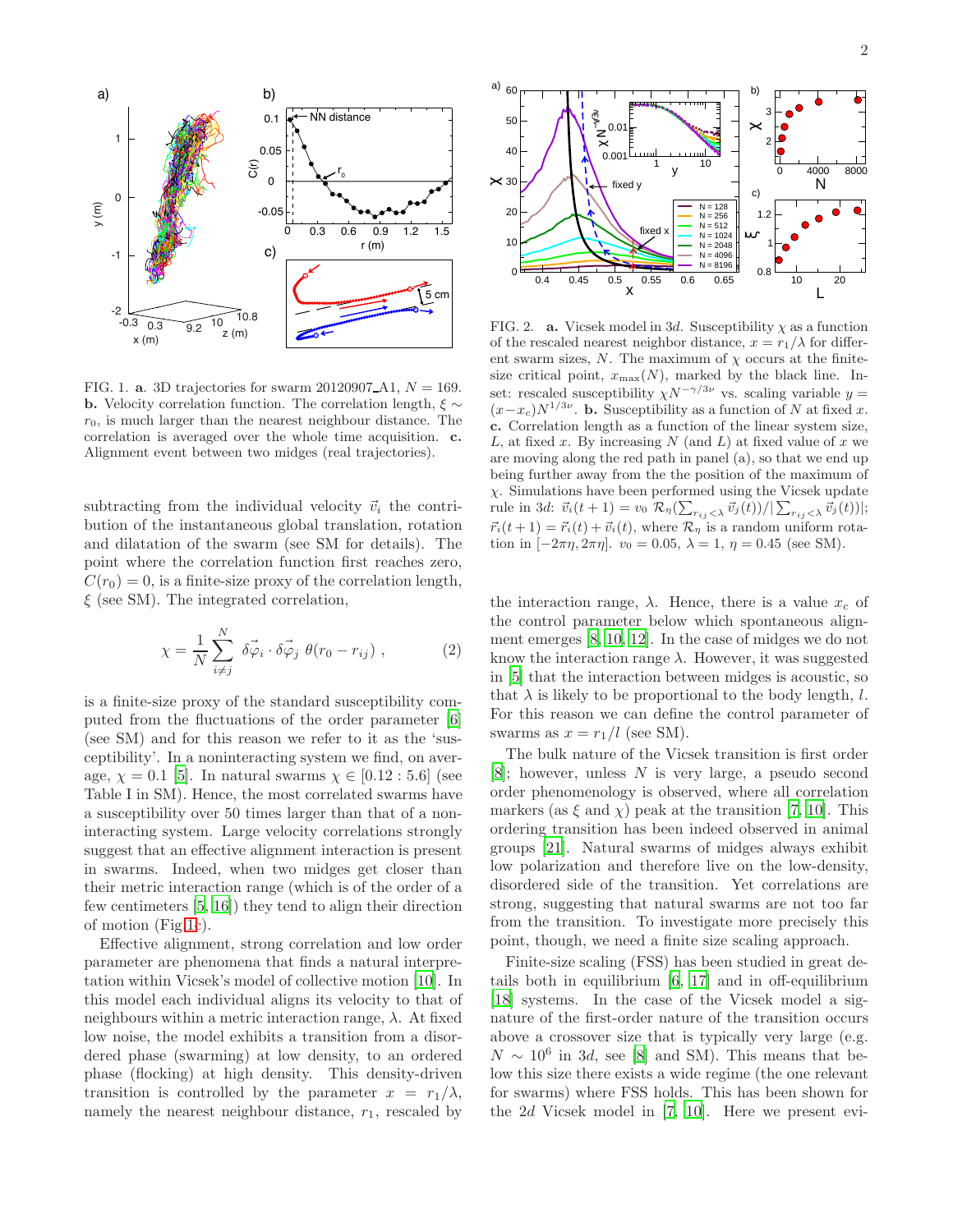FIG. 1. **a**. 3D trajectories for swarm 20120907_A1, $N = 169$. **b.** Velocity correlation function. The correlation length, $\xi \sim r_0$, is much larger than the nearest neighbour distance. The correlation is averaged over the whole time acquisition. **c.** Alignment event between two midges (real trajectories).

FIG. 2. **a.** Vicsek model in $3d$. Susceptibility $\chi$ as a function of the rescaled nearest neighbor distance, $x = r_1/\lambda$ for different swarm sizes, $N$. The maximum of $\chi$ occurs at the finite-size critical point, $x_{\max}(N)$, marked by the black line. Inset: rescaled susceptibility $\chi N^{-\gamma/3\nu}$ vs. scaling variable $y = (x - x_c)N^{1/3\nu}$. **b.** Susceptibility as a function of $N$ at fixed $x$. **c.** Correlation length as a function of the linear system size, $L$, at fixed $x$. By increasing $N$ (and $L$) at fixed value of $x$ we are moving along the red path in panel (a), so that we end up being further away from the the position of the maximum of $\chi$. Simulations have been performed using the Vicsek update rule in $3d$: $\vec{v}_i(t+1) = v_0\ \mathcal{R}_\eta(\sum_{r_{ij}<\lambda} \vec{v}_j(t))/|\sum_{r_{ij}<\lambda} \vec{v}_j(t))|$; $\vec{r}_i(t+1) = \vec{r}_i(t) + \vec{v}_i(t)$, where $\mathcal{R}_\eta$ is a random uniform rotation in $[-2\pi\eta, 2\pi\eta]$. $v_0 = 0.05$, $\lambda = 1$, $\eta = 0.45$ (see SM).

subtracting from the individual velocity $\vec{v}_i$ the contribution of the instantaneous global translation, rotation and dilatation of the swarm (see SM for details). The point where the correlation function first reaches zero, $C(r_0) = 0$, is a finite-size proxy of the correlation length, $\xi$ (see SM). The integrated correlation,

$$\chi = \frac{1}{N}\sum_{i\neq j}^{N} \delta\vec{\varphi}_i \cdot \delta\vec{\varphi}_j\ \theta(r_0 - r_{ij}) \ , \tag{2}$$

is a finite-size proxy of the standard susceptibility computed from the fluctuations of the order parameter [6] (see SM) and for this reason we refer to it as the 'susceptibility'. In a noninteracting system we find, on average, $\chi = 0.1$ [5]. In natural swarms $\chi \in [0.12 : 5.6]$ (see Table I in SM). Hence, the most correlated swarms have a susceptibility over 50 times larger than that of a noninteracting system. Large velocity correlations strongly suggest that an effective alignment interaction is present in swarms. Indeed, when two midges get closer than their metric interaction range (which is of the order of a few centimeters [5, 16]) they tend to align their direction of motion (Fig.1c).

Effective alignment, strong correlation and low order parameter are phenomena that finds a natural interpretation within Vicsek's model of collective motion [10]. In this model each individual aligns its velocity to that of neighbours within a metric interaction range, $\lambda$. At fixed low noise, the model exhibits a transition from a disordered phase (swarming) at low density, to an ordered phase (flocking) at high density. This density-driven transition is controlled by the parameter $x = r_1/\lambda$, namely the nearest neighbour distance, $r_1$, rescaled by the interaction range, $\lambda$. Hence, there is a value $x_c$ of the control parameter below which spontaneous alignment emerges [8, 10, 12]. In the case of midges we do not know the interaction range $\lambda$. However, it was suggested in [5] that the interaction between midges is acoustic, so that $\lambda$ is likely to be proportional to the body length, $l$. For this reason we can define the control parameter of swarms as $x = r_1/l$ (see SM).

The bulk nature of the Vicsek transition is first order [8]; however, unless $N$ is very large, a pseudo second order phenomenology is observed, where all correlation markers (as $\xi$ and $\chi$) peak at the transition [7, 10]. This ordering transition has been indeed observed in animal groups [21]. Natural swarms of midges always exhibit low polarization and therefore live on the low-density, disordered side of the transition. Yet correlations are strong, suggesting that natural swarms are not too far from the transition. To investigate more precisely this point, though, we need a finite size scaling approach.

Finite-size scaling (FSS) has been studied in great details both in equilibrium [6, 17] and in off-equilibrium [18] systems. In the case of the Vicsek model a signature of the first-order nature of the transition occurs above a crossover size that is typically very large (e.g. $N \sim 10^6$ in $3d$, see [8] and SM). This means that below this size there exists a wide regime (the one relevant for swarms) where FSS holds. This has been shown for the $2d$ Vicsek model in [7, 10]. Here we present evi-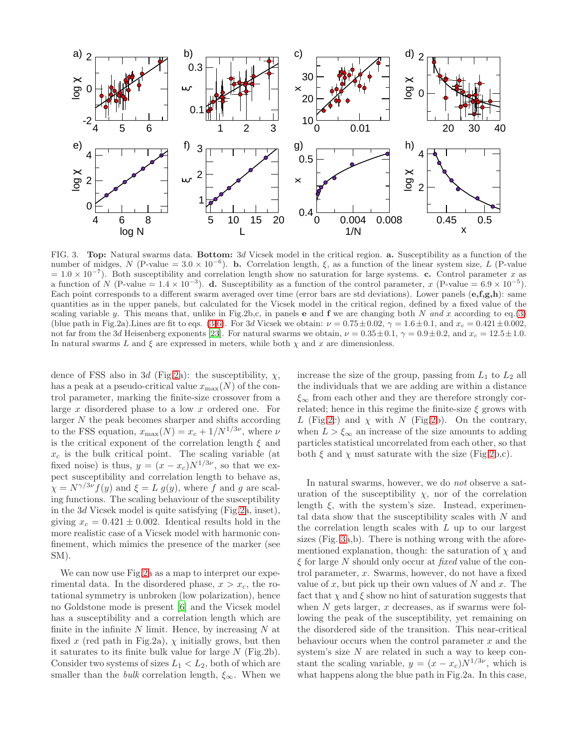FIG. 3. **Top:** Natural swarms data. **Bottom:** $3d$ Vicsek model in the critical region. **a.** Susceptibility as a function of the number of midges, $N$ (P-value $= 3.0 \times 10^{-6}$). **b.** Correlation length, $\xi$, as a function of the linear system size, $L$ (P-value $= 1.0 \times 10^{-7}$). Both susceptibility and correlation length show no saturation for large systems. **c.** Control parameter $x$ as a function of $N$ (P-value $= 1.4 \times 10^{-3}$). **d.** Susceptibility as a function of the control parameter, $x$ (P-value $= 6.9 \times 10^{-5}$). Each point corresponds to a different swarm averaged over time (error bars are std deviations). Lower panels (**e,f,g,h**): same quantities as in the upper panels, but calculated for the Vicsek model in the critical region, defined by a fixed value of the scaling variable $y$. This means that, unlike in Fig.2b,c, in panels **e** and **f** we are changing both $N$ *and* $x$ according to eq.(3) (blue path in Fig.2a).Lines are fit to eqs. (3-6). For $3d$ Vicsek we obtain: $\nu = 0.75 \pm 0.02$, $\gamma = 1.6 \pm 0.1$, and $x_c = 0.421 \pm 0.002$, not far from the $3d$ Heisenberg exponents [23]. For natural swarms we obtain, $\nu = 0.35 \pm 0.1$, $\gamma = 0.9 \pm 0.2$, and $x_c = 12.5 \pm 1.0$. In natural swarms $L$ and $\xi$ are expressed in meters, while both $\chi$ and $x$ are dimensionless.

dence of FSS also in $3d$ (Fig.2a): the susceptibility, $\chi$, has a peak at a pseudo-critical value $x_{\max}(N)$ of the control parameter, marking the finite-size crossover from a large $x$ disordered phase to a low $x$ ordered one. For larger $N$ the peak becomes sharper and shifts according to the FSS equation, $x_{\max}(N) = x_c + 1/N^{1/3\nu}$, where $\nu$ is the critical exponent of the correlation length $\xi$ and $x_c$ is the bulk critical point. The scaling variable (at fixed noise) is thus, $y = (x - x_c)N^{1/3\nu}$, so that we expect susceptibility and correlation length to behave as, $\chi = N^{\gamma/3\nu} f(y)$ and $\xi = L\ g(y)$, where $f$ and $g$ are scaling functions. The scaling behaviour of the susceptibility in the $3d$ Vicsek model is quite satisfying (Fig.2a, inset), giving $x_c = 0.421 \pm 0.002$. Identical results hold in the more realistic case of a Vicsek model with harmonic confinement, which mimics the presence of the marker (see SM).

We can now use Fig.2a as a map to interpret our experimental data. In the disordered phase, $x > x_c$, the rotational symmetry is unbroken (low polarization), hence no Goldstone mode is present [6] and the Vicsek model has a susceptibility and a correlation length which are finite in the infinite $N$ limit. Hence, by increasing $N$ at fixed $x$ (red path in Fig.2a), $\chi$ initially grows, but then it saturates to its finite bulk value for large $N$ (Fig.2b). Consider two systems of sizes $L_1 < L_2$, both of which are smaller than the *bulk* correlation length, $\xi_\infty$. When we increase the size of the group, passing from $L_1$ to $L_2$ all the individuals that we are adding are within a distance $\xi_\infty$ from each other and they are therefore strongly correlated; hence in this regime the finite-size $\xi$ grows with $L$ (Fig.2c) and $\chi$ with $N$ (Fig.2b). On the contrary, when $L > \xi_\infty$ an increase of the size amounts to adding particles statistical uncorrelated from each other, so that both $\xi$ and $\chi$ must saturate with the size (Fig.2b,c).

In natural swarms, however, we do *not* observe a saturation of the susceptibility $\chi$, nor of the correlation length $\xi$, with the system's size. Instead, experimental data show that the susceptibility scales with $N$ and the correlation length scales with $L$ up to our largest sizes (Fig. 3a,b). There is nothing wrong with the aforementioned explanation, though: the saturation of $\chi$ and $\xi$ for large $N$ should only occur at *fixed* value of the control parameter, $x$. Swarms, however, do not have a fixed value of $x$, but pick up their own values of $N$ and $x$. The fact that $\chi$ and $\xi$ show no hint of saturation suggests that when $N$ gets larger, $x$ decreases, as if swarms were following the peak of the susceptibility, yet remaining on the disordered side of the transition. This near-critical behaviour occurs when the control parameter $x$ and the system's size $N$ are related in such a way to keep constant the scaling variable, $y = (x - x_c)N^{1/3\nu}$, which is what happens along the blue path in Fig.2a. In this case,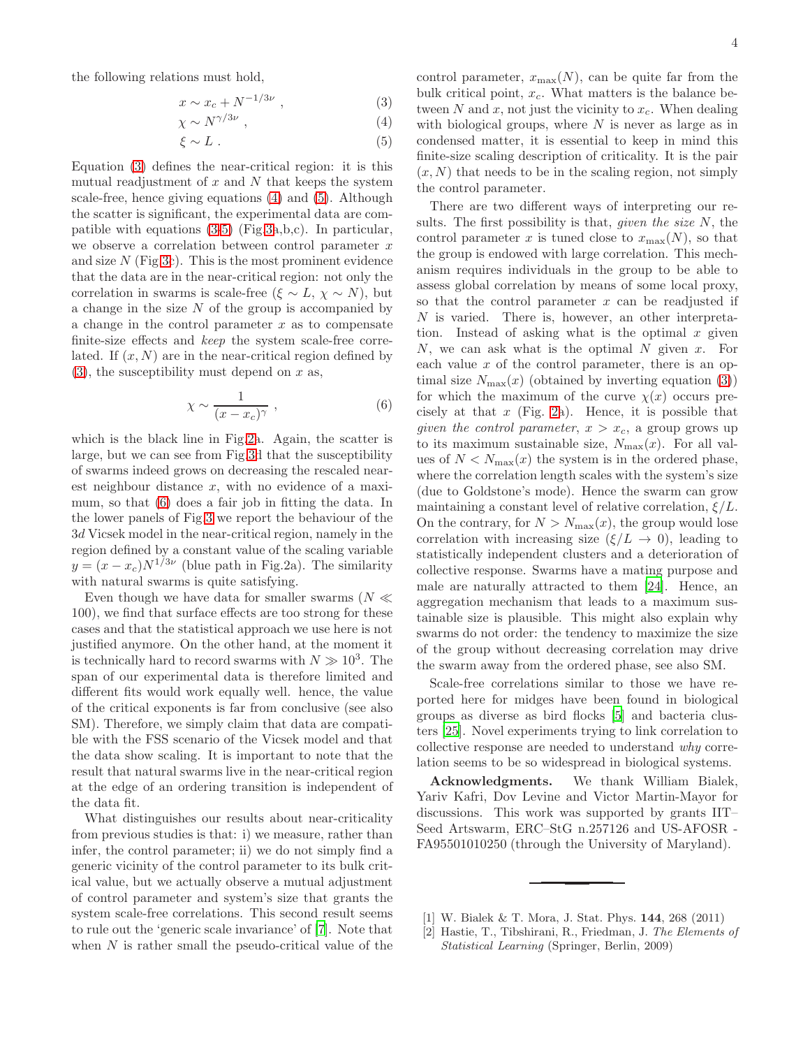the following relations must hold,

$$x \sim x_c + N^{-1/3\nu} \ , \tag{3}$$

$$\chi \sim N^{\gamma/3\nu} \ , \tag{4}$$

$$\xi \sim L \ . \tag{5}$$

Equation (3) defines the near-critical region: it is this mutual readjustment of $x$ and $N$ that keeps the system scale-free, hence giving equations (4) and (5). Although the scatter is significant, the experimental data are compatible with equations (3-5) (Fig.3a,b,c). In particular, we observe a correlation between control parameter $x$ and size $N$ (Fig.3c). This is the most prominent evidence that the data are in the near-critical region: not only the correlation in swarms is scale-free ($\xi \sim L$, $\chi \sim N$), but a change in the size $N$ of the group is accompanied by a change in the control parameter $x$ as to compensate finite-size effects and *keep* the system scale-free correlated. If $(x, N)$ are in the near-critical region defined by (3), the susceptibility must depend on $x$ as,

$$\chi \sim \frac{1}{(x - x_c)^{\gamma}} \ , \tag{6}$$

which is the black line in Fig.2a. Again, the scatter is large, but we can see from Fig.3d that the susceptibility of swarms indeed grows on decreasing the rescaled nearest neighbour distance $x$, with no evidence of a maximum, so that (6) does a fair job in fitting the data. In the lower panels of Fig.3 we report the behaviour of the $3d$ Vicsek model in the near-critical region, namely in the region defined by a constant value of the scaling variable $y = (x - x_c)N^{1/3\nu}$ (blue path in Fig.2a). The similarity with natural swarms is quite satisfying.

Even though we have data for smaller swarms ($N \ll 100$), we find that surface effects are too strong for these cases and that the statistical approach we use here is not justified anymore. On the other hand, at the moment it is technically hard to record swarms with $N \gg 10^3$. The span of our experimental data is therefore limited and different fits would work equally well. hence, the value of the critical exponents is far from conclusive (see also SM). Therefore, we simply claim that data are compatible with the FSS scenario of the Vicsek model and that the data show scaling. It is important to note that the result that natural swarms live in the near-critical region at the edge of an ordering transition is independent of the data fit.

What distinguishes our results about near-criticality from previous studies is that: i) we measure, rather than infer, the control parameter; ii) we do not simply find a generic vicinity of the control parameter to its bulk critical value, but we actually observe a mutual adjustment of control parameter and system's size that grants the system scale-free correlations. This second result seems to rule out the 'generic scale invariance' of [7]. Note that when $N$ is rather small the pseudo-critical value of the control parameter, $x_{\max}(N)$, can be quite far from the bulk critical point, $x_c$. What matters is the balance between $N$ and $x$, not just the vicinity to $x_c$. When dealing with biological groups, where $N$ is never as large as in condensed matter, it is essential to keep in mind this finite-size scaling description of criticality. It is the pair $(x, N)$ that needs to be in the scaling region, not simply the control parameter.

There are two different ways of interpreting our results. The first possibility is that, *given the size* $N$, the control parameter $x$ is tuned close to $x_{\max}(N)$, so that the group is endowed with large correlation. This mechanism requires individuals in the group to be able to assess global correlation by means of some local proxy, so that the control parameter $x$ can be readjusted if $N$ is varied. There is, however, an other interpretation. Instead of asking what is the optimal $x$ given $N$, we can ask what is the optimal $N$ given $x$. For each value $x$ of the control parameter, there is an optimal size $N_{\max}(x)$ (obtained by inverting equation (3)) for which the maximum of the curve $\chi(x)$ occurs precisely at that $x$ (Fig. 2a). Hence, it is possible that *given the control parameter*, $x > x_c$, a group grows up to its maximum sustainable size, $N_{\max}(x)$. For all values of $N < N_{\max}(x)$ the system is in the ordered phase, where the correlation length scales with the system's size (due to Goldstone's mode). Hence the swarm can grow maintaining a constant level of relative correlation, $\xi/L$. On the contrary, for $N > N_{\max}(x)$, the group would lose correlation with increasing size ($\xi/L \to 0$), leading to statistically independent clusters and a deterioration of collective response. Swarms have a mating purpose and male are naturally attracted to them [24]. Hence, an aggregation mechanism that leads to a maximum sustainable size is plausible. This might also explain why swarms do not order: the tendency to maximize the size of the group without decreasing correlation may drive the swarm away from the ordered phase, see also SM.

Scale-free correlations similar to those we have reported here for midges have been found in biological groups as diverse as bird flocks [5] and bacteria clusters [25]. Novel experiments trying to link correlation to collective response are needed to understand *why* correlation seems to be so widespread in biological systems.

**Acknowledgments.** We thank William Bialek, Yariv Kafri, Dov Levine and Victor Martin-Mayor for discussions. This work was supported by grants IIT–Seed Artswarm, ERC–StG n.257126 and US-AFOSR - FA95501010250 (through the University of Maryland).

---

[1] W. Bialek & T. Mora, J. Stat. Phys. **144**, 268 (2011)

[2] Hastie, T., Tibshirani, R., Friedman, J. *The Elements of Statistical Learning* (Springer, Berlin, 2009)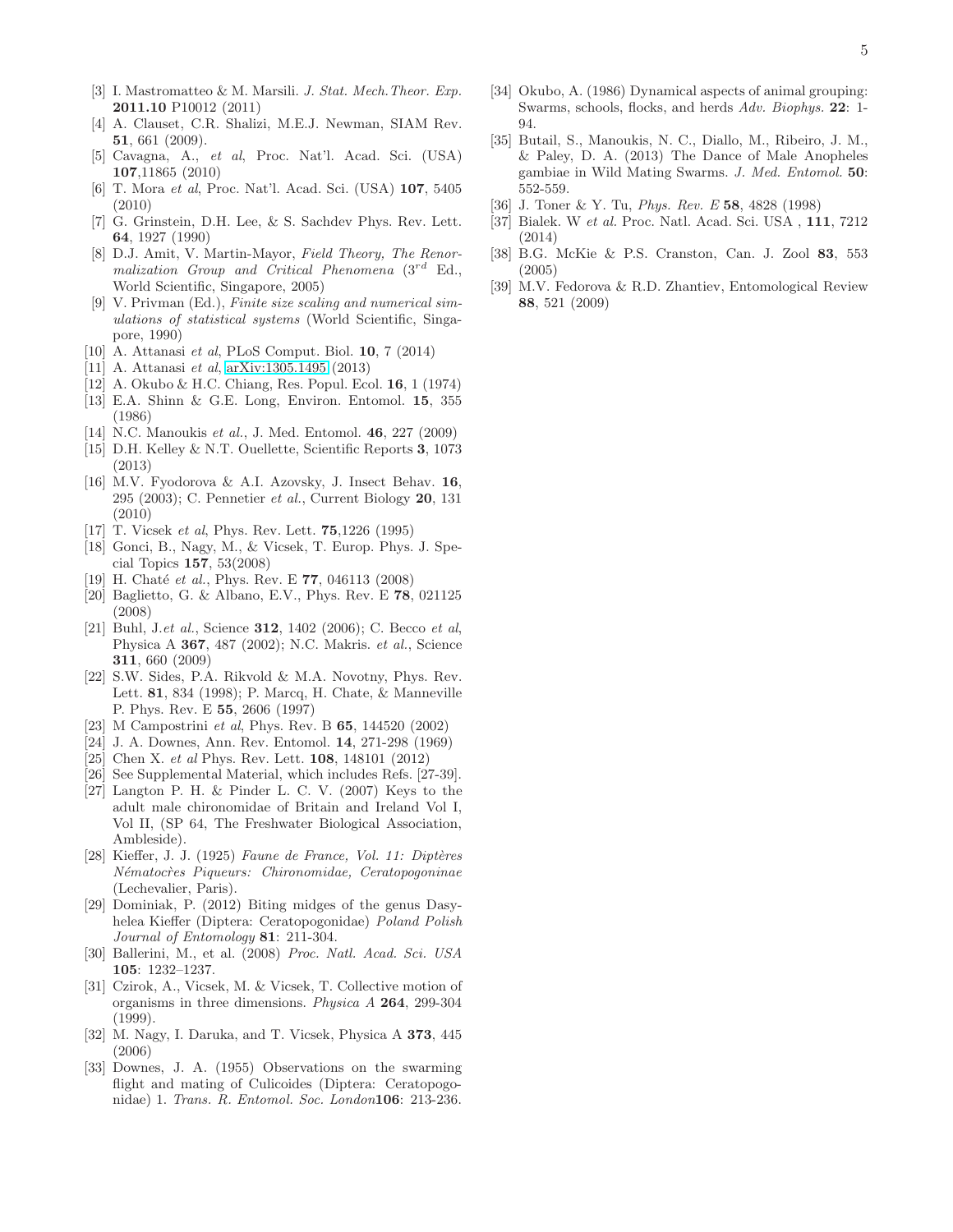[3] I. Mastromatteo & M. Marsili. *J. Stat. Mech.Theor. Exp.* **2011.10** P10012 (2011)

[4] A. Clauset, C.R. Shalizi, M.E.J. Newman, SIAM Rev. **51**, 661 (2009).

[5] Cavagna, A., *et al*, Proc. Nat'l. Acad. Sci. (USA) **107**,11865 (2010)

[6] T. Mora *et al*, Proc. Nat'l. Acad. Sci. (USA) **107**, 5405 (2010)

[7] G. Grinstein, D.H. Lee, & S. Sachdev Phys. Rev. Lett. **64**, 1927 (1990)

[8] D.J. Amit, V. Martin-Mayor, *Field Theory, The Renormalization Group and Critical Phenomena* ($3^{rd}$ Ed., World Scientific, Singapore, 2005)

[9] V. Privman (Ed.), *Finite size scaling and numerical simulations of statistical systems* (World Scientific, Singapore, 1990)

[10] A. Attanasi *et al*, PLoS Comput. Biol. **10**, 7 (2014)

[11] A. Attanasi *et al*, arXiv:1305.1495 (2013)

[12] A. Okubo & H.C. Chiang, Res. Popul. Ecol. **16**, 1 (1974)

[13] E.A. Shinn & G.E. Long, Environ. Entomol. **15**, 355 (1986)

[14] N.C. Manoukis *et al.*, J. Med. Entomol. **46**, 227 (2009)

[15] D.H. Kelley & N.T. Ouellette, Scientific Reports **3**, 1073 (2013)

[16] M.V. Fyodorova & A.I. Azovsky, J. Insect Behav. **16**, 295 (2003); C. Pennetier *et al.*, Current Biology **20**, 131 (2010)

[17] T. Vicsek *et al*, Phys. Rev. Lett. **75**,1226 (1995)

[18] Gonci, B., Nagy, M., & Vicsek, T. Europ. Phys. J. Special Topics **157**, 53(2008)

[19] H. Chaté *et al.*, Phys. Rev. E **77**, 046113 (2008)

[20] Baglietto, G. & Albano, E.V., Phys. Rev. E **78**, 021125 (2008)

[21] Buhl, J.*et al.*, Science **312**, 1402 (2006); C. Becco *et al*, Physica A **367**, 487 (2002); N.C. Makris. *et al.*, Science **311**, 660 (2009)

[22] S.W. Sides, P.A. Rikvold & M.A. Novotny, Phys. Rev. Lett. **81**, 834 (1998); P. Marcq, H. Chate, & Manneville P. Phys. Rev. E **55**, 2606 (1997)

[23] M Campostrini *et al*, Phys. Rev. B **65**, 144520 (2002)

[24] J. A. Downes, Ann. Rev. Entomol. **14**, 271-298 (1969)

[25] Chen X. *et al* Phys. Rev. Lett. **108**, 148101 (2012)

[26] See Supplemental Material, which includes Refs. [27-39].

[27] Langton P. H. & Pinder L. C. V. (2007) Keys to the adult male chironomidae of Britain and Ireland Vol I, Vol II, (SP 64, The Freshwater Biological Association, Ambleside).

[28] Kieffer, J. J. (1925) *Faune de France, Vol. 11: Diptères Nématocrès Piqueurs: Chironomidae, Ceratopogoninae* (Lechevalier, Paris).

[29] Dominiak, P. (2012) Biting midges of the genus Dasyhelea Kieffer (Diptera: Ceratopogonidae) *Poland Polish Journal of Entomology* **81**: 211-304.

[30] Ballerini, M., et al. (2008) *Proc. Natl. Acad. Sci. USA* **105**: 1232–1237.

[31] Czirok, A., Vicsek, M. & Vicsek, T. Collective motion of organisms in three dimensions. *Physica A* **264**, 299-304 (1999).

[32] M. Nagy, I. Daruka, and T. Vicsek, Physica A **373**, 445 (2006)

[33] Downes, J. A. (1955) Observations on the swarming flight and mating of Culicoides (Diptera: Ceratopogonidae) 1. *Trans. R. Entomol. Soc. London***106**: 213-236.

[34] Okubo, A. (1986) Dynamical aspects of animal grouping: Swarms, schools, flocks, and herds *Adv. Biophys.* **22**: 1-94.

[35] Butail, S., Manoukis, N. C., Diallo, M., Ribeiro, J. M., & Paley, D. A. (2013) The Dance of Male Anopheles gambiae in Wild Mating Swarms. *J. Med. Entomol.* **50**: 552-559.

[36] J. Toner & Y. Tu, *Phys. Rev. E* **58**, 4828 (1998)

[37] Bialek. W *et al.* Proc. Natl. Acad. Sci. USA , **111**, 7212 (2014)

[38] B.G. McKie & P.S. Cranston, Can. J. Zool **83**, 553 (2005)

[39] M.V. Fedorova & R.D. Zhantiev, Entomological Review **88**, 521 (2009)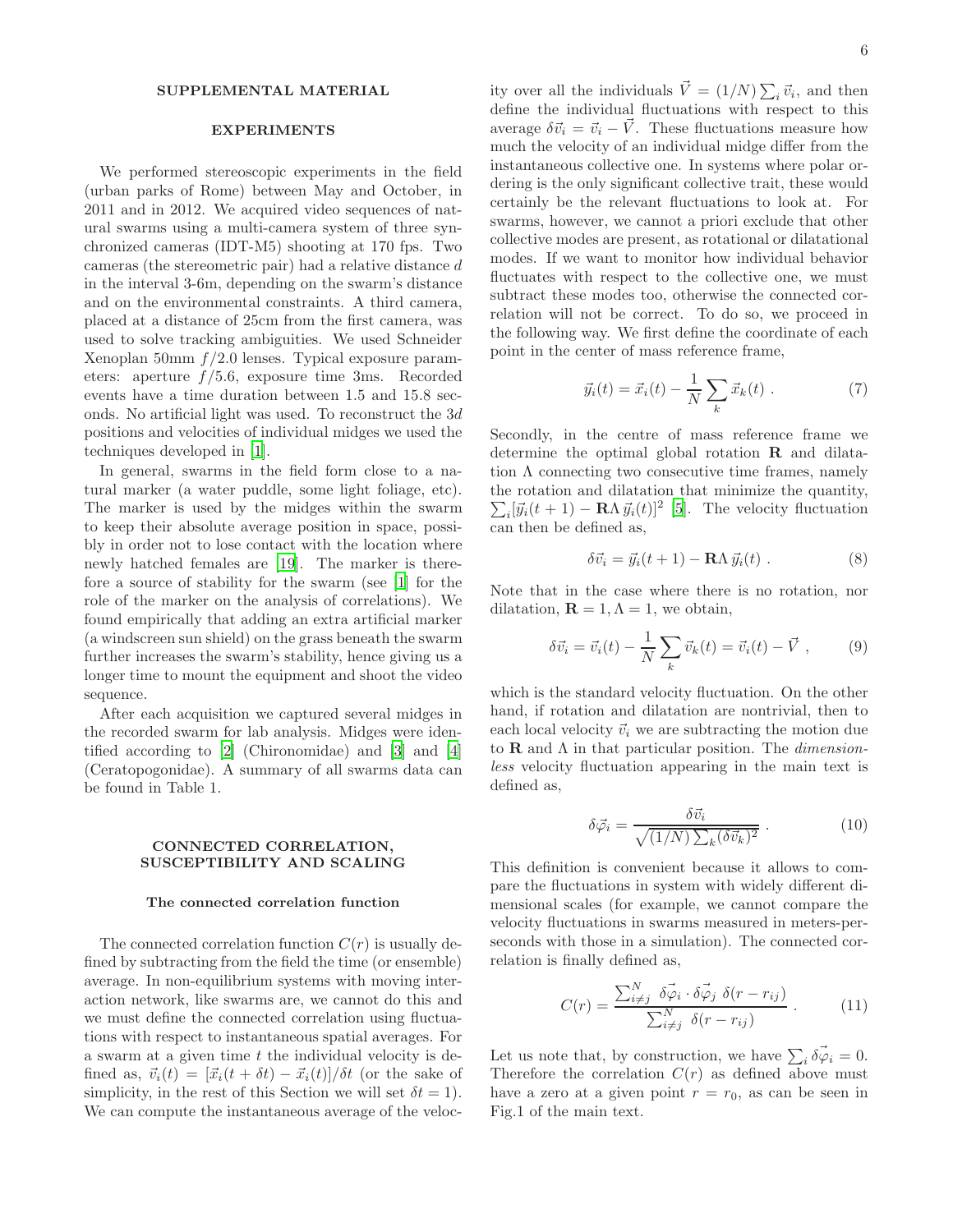## SUPPLEMENTAL MATERIAL

### EXPERIMENTS

We performed stereoscopic experiments in the field (urban parks of Rome) between May and October, in 2011 and in 2012. We acquired video sequences of natural swarms using a multi-camera system of three synchronized cameras (IDT-M5) shooting at 170 fps. Two cameras (the stereometric pair) had a relative distance $d$ in the interval 3-6m, depending on the swarm's distance and on the environmental constraints. A third camera, placed at a distance of 25cm from the first camera, was used to solve tracking ambiguities. We used Schneider Xenoplan 50mm $f/2.0$ lenses. Typical exposure parameters: aperture $f/5.6$, exposure time 3ms. Recorded events have a time duration between 1.5 and 15.8 seconds. No artificial light was used. To reconstruct the 3$d$ positions and velocities of individual midges we used the techniques developed in [1].

In general, swarms in the field form close to a natural marker (a water puddle, some light foliage, etc). The marker is used by the midges within the swarm to keep their absolute average position in space, possibly in order not to lose contact with the location where newly hatched females are [19]. The marker is therefore a source of stability for the swarm (see [1] for the role of the marker on the analysis of correlations). We found empirically that adding an extra artificial marker (a windscreen sun shield) on the grass beneath the swarm further increases the swarm's stability, hence giving us a longer time to mount the equipment and shoot the video sequence.

After each acquisition we captured several midges in the recorded swarm for lab analysis. Midges were identified according to [2] (Chironomidae) and [3] and [4] (Ceratopogonidae). A summary of all swarms data can be found in Table 1.

### CONNECTED CORRELATION, SUSCEPTIBILITY AND SCALING

#### The connected correlation function

The connected correlation function $C(r)$ is usually defined by subtracting from the field the time (or ensemble) average. In non-equilibrium systems with moving interaction network, like swarms are, we cannot do this and we must define the connected correlation using fluctuations with respect to instantaneous spatial averages. For a swarm at a given time $t$ the individual velocity is defined as, $\vec{v}_i(t) = [\vec{x}_i(t+\delta t) - \vec{x}_i(t)]/\delta t$ (or the sake of simplicity, in the rest of this Section we will set $\delta t = 1$). We can compute the instantaneous average of the velocity over all the individuals $\vec{V} = (1/N)\sum_i \vec{v}_i$, and then define the individual fluctuations with respect to this average $\delta\vec{v}_i = \vec{v}_i - \vec{V}$. These fluctuations measure how much the velocity of an individual midge differ from the instantaneous collective one. In systems where polar ordering is the only significant collective trait, these would certainly be the relevant fluctuations to look at. For swarms, however, we cannot a priori exclude that other collective modes are present, as rotational or dilatational modes. If we want to monitor how individual behavior fluctuates with respect to the collective one, we must subtract these modes too, otherwise the connected correlation will not be correct. To do so, we proceed in the following way. We first define the coordinate of each point in the center of mass reference frame,

$$\vec{y}_i(t) = \vec{x}_i(t) - \frac{1}{N}\sum_k \vec{x}_k(t) \ . \tag{7}$$

Secondly, in the centre of mass reference frame we determine the optimal global rotation $\mathbf{R}$ and dilatation $\Lambda$ connecting two consecutive time frames, namely the rotation and dilatation that minimize the quantity, $\sum_i [\vec{y}_i(t+1) - \mathbf{R}\Lambda\,\vec{y}_i(t)]^2$ [5]. The velocity fluctuation can then be defined as,

$$\delta\vec{v}_i = \vec{y}_i(t+1) - \mathbf{R}\Lambda\,\vec{y}_i(t) \ . \tag{8}$$

Note that in the case where there is no rotation, nor dilatation, $\mathbf{R} = 1, \Lambda = 1$, we obtain,

$$\delta\vec{v}_i = \vec{v}_i(t) - \frac{1}{N}\sum_k \vec{v}_k(t) = \vec{v}_i(t) - \vec{V} \ , \tag{9}$$

which is the standard velocity fluctuation. On the other hand, if rotation and dilatation are nontrivial, then to each local velocity $\vec{v}_i$ we are subtracting the motion due to $\mathbf{R}$ and $\Lambda$ in that particular position. The *dimensionless* velocity fluctuation appearing in the main text is defined as,

$$\delta\vec{\varphi}_i = \frac{\delta\vec{v}_i}{\sqrt{(1/N)\sum_k (\delta\vec{v}_k)^2}} \ . \tag{10}$$

This definition is convenient because it allows to compare the fluctuations in system with widely different dimensional scales (for example, we cannot compare the velocity fluctuations in swarms measured in meters-per-seconds with those in a simulation). The connected correlation is finally defined as,

$$C(r) = \frac{\sum_{i\neq j}^{N} \ \delta\vec{\varphi}_i \cdot \delta\vec{\varphi}_j \ \delta(r - r_{ij})}{\sum_{i\neq j}^{N} \ \delta(r - r_{ij})} \ . \tag{11}$$

Let us note that, by construction, we have $\sum_i \delta\vec{\varphi}_i = 0$. Therefore the correlation $C(r)$ as defined above must have a zero at a given point $r = r_0$, as can be seen in Fig.1 of the main text.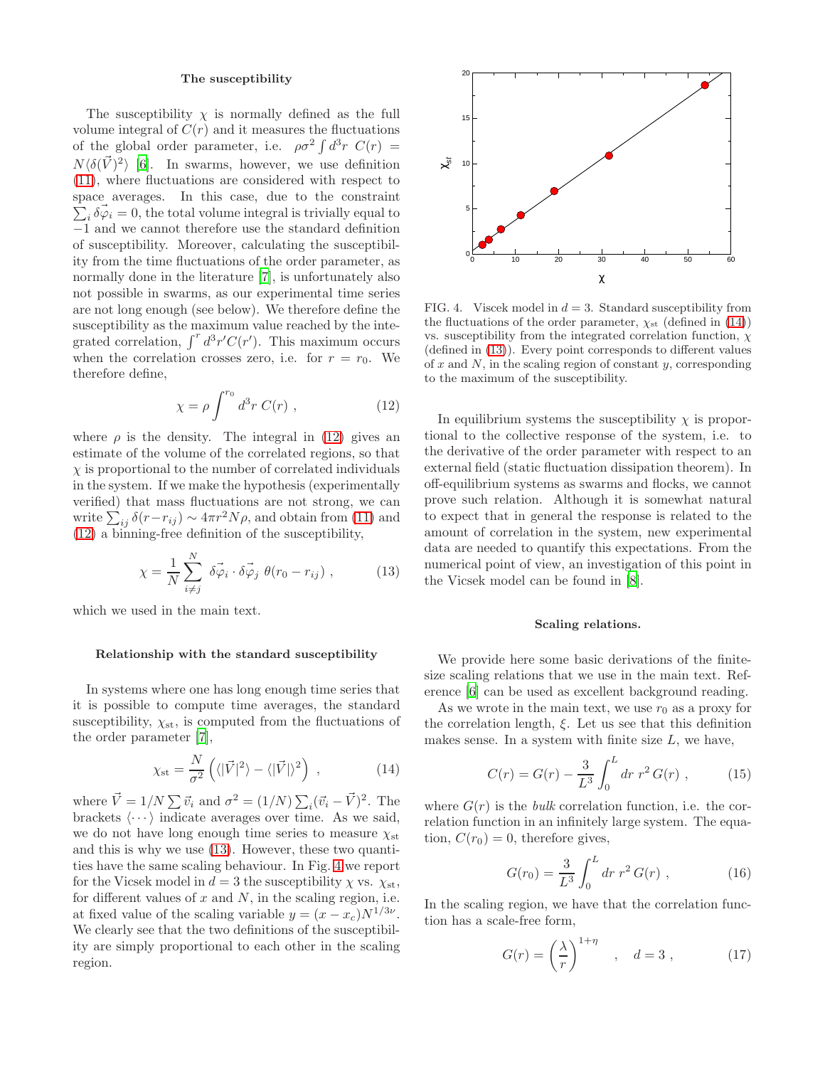### The susceptibility

The susceptibility $\chi$ is normally defined as the full volume integral of $C(r)$ and it measures the fluctuations of the global order parameter, i.e. $\rho\sigma^2 \int d^3r\ C(r) = N\langle\delta(\vec{V})^2\rangle$ [6]. In swarms, however, we use definition (11), where fluctuations are considered with respect to space averages. In this case, due to the constraint $\sum_i \delta\vec{\varphi}_i = 0$, the total volume integral is trivially equal to $-1$ and we cannot therefore use the standard definition of susceptibility. Moreover, calculating the susceptibility from the time fluctuations of the order parameter, as normally done in the literature [7], is unfortunately also not possible in swarms, as our experimental time series are not long enough (see below). We therefore define the susceptibility as the maximum value reached by the integrated correlation, $\int^r d^3r' C(r')$. This maximum occurs when the correlation crosses zero, i.e. for $r = r_0$. We therefore define,

$$\chi = \rho \int^{r_0} d^3r\ C(r) \ , \tag{12}$$

where $\rho$ is the density. The integral in (12) gives an estimate of the volume of the correlated regions, so that $\chi$ is proportional to the number of correlated individuals in the system. If we make the hypothesis (experimentally verified) that mass fluctuations are not strong, we can write $\sum_{ij} \delta(r - r_{ij}) \sim 4\pi r^2 N\rho$, and obtain from (11) and (12) a binning-free definition of the susceptibility,

$$\chi = \frac{1}{N}\sum_{i\neq j}^{N}\ \delta\vec{\varphi}_i \cdot \delta\vec{\varphi}_j\ \theta(r_0 - r_{ij}) \ , \tag{13}$$

which we used in the main text.

### Relationship with the standard susceptibility

In systems where one has long enough time series that it is possible to compute time averages, the standard susceptibility, $\chi_{\rm st}$, is computed from the fluctuations of the order parameter [7],

$$\chi_{\rm st} = \frac{N}{\sigma^2}\left(\langle|\vec{V}|^2\rangle - \langle|\vec{V}|\rangle^2\right) \ , \tag{14}$$

where $\vec{V} = 1/N \sum \vec{v}_i$ and $\sigma^2 = (1/N)\sum_i(\vec{v}_i - \vec{V})^2$. The brackets $\langle\cdots\rangle$ indicate averages over time. As we said, we do not have long enough time series to measure $\chi_{\rm st}$ and this is why we use (13). However, these two quantities have the same scaling behaviour. In Fig. 4 we report for the Vicsek model in $d = 3$ the susceptibility $\chi$ vs. $\chi_{\rm st}$, for different values of $x$ and $N$, in the scaling region, i.e. at fixed value of the scaling variable $y = (x - x_c)N^{1/3\nu}$. We clearly see that the two definitions of the susceptibility are simply proportional to each other in the scaling region.

FIG. 4. Viscek model in $d = 3$. Standard susceptibility from the fluctuations of the order parameter, $\chi_{\rm st}$ (defined in (14)) vs. susceptibility from the integrated correlation function, $\chi$ (defined in (13)). Every point corresponds to different values of $x$ and $N$, in the scaling region of constant $y$, corresponding to the maximum of the susceptibility.

In equilibrium systems the susceptibility $\chi$ is proportional to the collective response of the system, i.e. to the derivative of the order parameter with respect to an external field (static fluctuation dissipation theorem). In off-equilibrium systems as swarms and flocks, we cannot prove such relation. Although it is somewhat natural to expect that in general the response is related to the amount of correlation in the system, new experimental data are needed to quantify this expectations. From the numerical point of view, an investigation of this point in the Vicsek model can be found in [8].

### Scaling relations.

We provide here some basic derivations of the finite-size scaling relations that we use in the main text. Reference [6] can be used as excellent background reading.

As we wrote in the main text, we use $r_0$ as a proxy for the correlation length, $\xi$. Let us see that this definition makes sense. In a system with finite size $L$, we have,

$$C(r) = G(r) - \frac{3}{L^3}\int_0^L dr\ r^2\, G(r) \ , \tag{15}$$

where $G(r)$ is the *bulk* correlation function, i.e. the correlation function in an infinitely large system. The equation, $C(r_0) = 0$, therefore gives,

$$G(r_0) = \frac{3}{L^3}\int_0^L dr\ r^2\, G(r) \ , \tag{16}$$

In the scaling region, we have that the correlation function has a scale-free form,

$$G(r) = \left(\frac{\lambda}{r}\right)^{1+\eta} \quad , \quad d = 3 \ , \tag{17}$$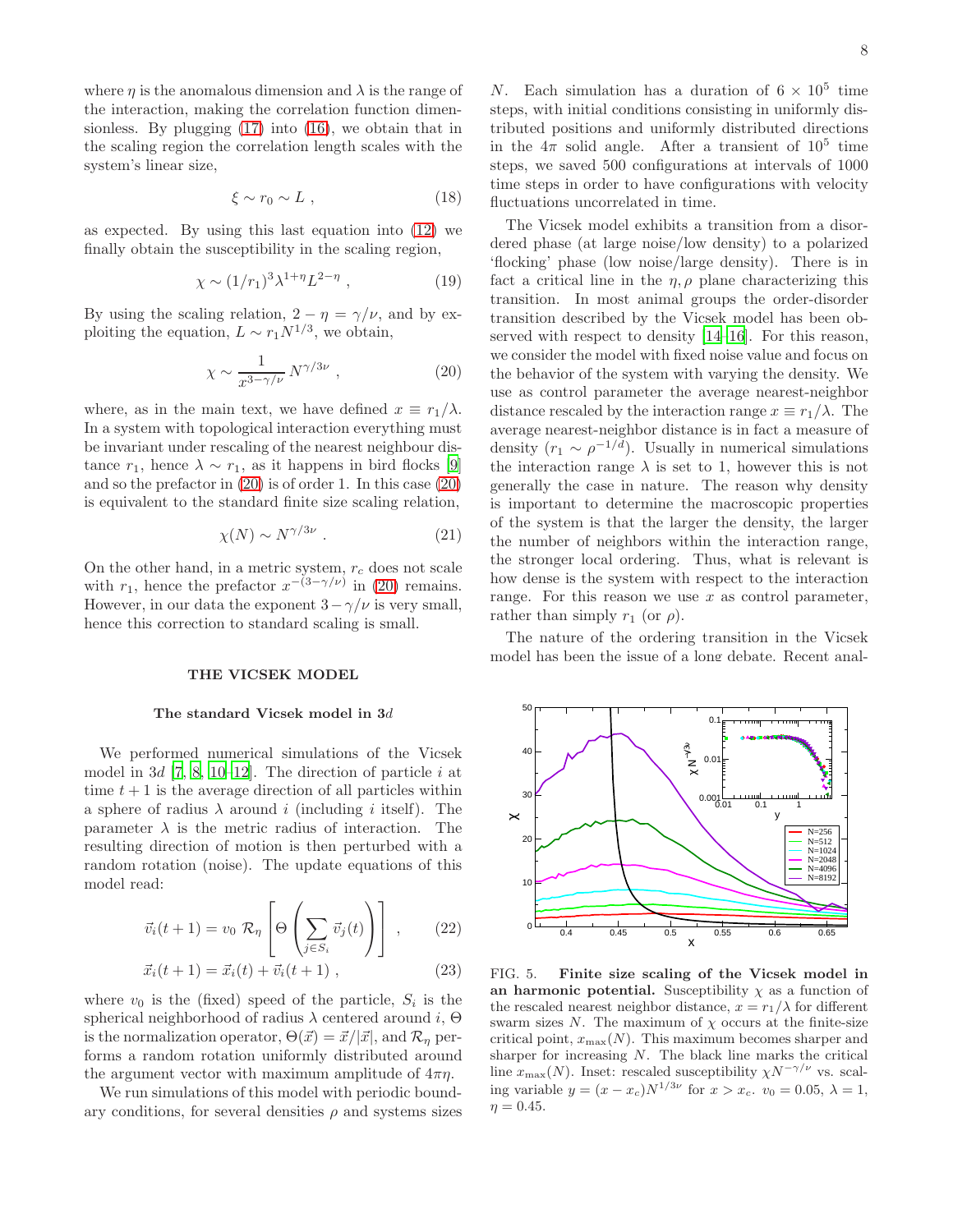where $\eta$ is the anomalous dimension and $\lambda$ is the range of the interaction, making the correlation function dimensionless. By plugging (17) into (16), we obtain that in the scaling region the correlation length scales with the system's linear size,

$$\xi \sim r_0 \sim L \ , \tag{18}$$

as expected. By using this last equation into (12) we finally obtain the susceptibility in the scaling region,

$$\chi \sim (1/r_1)^3 \lambda^{1+\eta} L^{2-\eta} \ , \tag{19}$$

By using the scaling relation, $2 - \eta = \gamma/\nu$, and by exploiting the equation, $L \sim r_1 N^{1/3}$, we obtain,

$$\chi \sim \frac{1}{x^{3-\gamma/\nu}} N^{\gamma/3\nu} \ , \tag{20}$$

where, as in the main text, we have defined $x \equiv r_1/\lambda$. In a system with topological interaction everything must be invariant under rescaling of the nearest neighbour distance $r_1$, hence $\lambda \sim r_1$, as it happens in bird flocks [9] and so the prefactor in (20) is of order 1. In this case (20) is equivalent to the standard finite size scaling relation,

$$\chi(N) \sim N^{\gamma/3\nu} \ . \tag{21}$$

On the other hand, in a metric system, $r_c$ does not scale with $r_1$, hence the prefactor $x^{-(3-\gamma/\nu)}$ in (20) remains. However, in our data the exponent $3-\gamma/\nu$ is very small, hence this correction to standard scaling is small.

## THE VICSEK MODEL

### The standard Vicsek model in $3d$

We performed numerical simulations of the Vicsek model in $3d$ [7, 8, 10–12]. The direction of particle $i$ at time $t+1$ is the average direction of all particles within a sphere of radius $\lambda$ around $i$ (including $i$ itself). The parameter $\lambda$ is the metric radius of interaction. The resulting direction of motion is then perturbed with a random rotation (noise). The update equations of this model read:

$$\vec{v}_i(t+1) = v_0 \ \mathcal{R}_\eta \left[ \Theta \left( \sum_{j \in S_i} \vec{v}_j(t) \right) \right] \ , \tag{22}$$

$$\vec{x}_i(t+1) = \vec{x}_i(t) + \vec{v}_i(t+1) \ , \tag{23}$$

where $v_0$ is the (fixed) speed of the particle, $S_i$ is the spherical neighborhood of radius $\lambda$ centered around $i$, $\Theta$ is the normalization operator, $\Theta(\vec{x}) = \vec{x}/|\vec{x}|$, and $\mathcal{R}_\eta$ performs a random rotation uniformly distributed around the argument vector with maximum amplitude of $4\pi\eta$.

We run simulations of this model with periodic boundary conditions, for several densities $\rho$ and systems sizes $N$. Each simulation has a duration of $6 \times 10^5$ time steps, with initial conditions consisting in uniformly distributed positions and uniformly distributed directions in the $4\pi$ solid angle. After a transient of $10^5$ time steps, we saved 500 configurations at intervals of 1000 time steps in order to have configurations with velocity fluctuations uncorrelated in time.

The Vicsek model exhibits a transition from a disordered phase (at large noise/low density) to a polarized 'flocking' phase (low noise/large density). There is in fact a critical line in the $\eta, \rho$ plane characterizing this transition. In most animal groups the order-disorder transition described by the Vicsek model has been observed with respect to density [14–16]. For this reason, we consider the model with fixed noise value and focus on the behavior of the system with varying the density. We use as control parameter the average nearest-neighbor distance rescaled by the interaction range $x \equiv r_1/\lambda$. The average nearest-neighbor distance is in fact a measure of density ($r_1 \sim \rho^{-1/d}$). Usually in numerical simulations the interaction range $\lambda$ is set to 1, however this is not generally the case in nature. The reason why density is important to determine the macroscopic properties of the system is that the larger the density, the larger the number of neighbors within the interaction range, the stronger local ordering. Thus, what is relevant is how dense is the system with respect to the interaction range. For this reason we use $x$ as control parameter, rather than simply $r_1$ (or $\rho$).

The nature of the ordering transition in the Vicsek model has been the issue of a long debate. Recent anal-

FIG. 5. **Finite size scaling of the Vicsek model in an harmonic potential.** Susceptibility $\chi$ as a function of the rescaled nearest neighbor distance, $x = r_1/\lambda$ for different swarm sizes $N$. The maximum of $\chi$ occurs at the finite-size critical point, $x_{\max}(N)$. This maximum becomes sharper and sharper for increasing $N$. The black line marks the critical line $x_{\max}(N)$. Inset: rescaled susceptibility $\chi N^{-\gamma/\nu}$ vs. scaling variable $y = (x - x_c)N^{1/3\nu}$ for $x > x_c$. $v_0 = 0.05$, $\lambda = 1$, $\eta = 0.45$.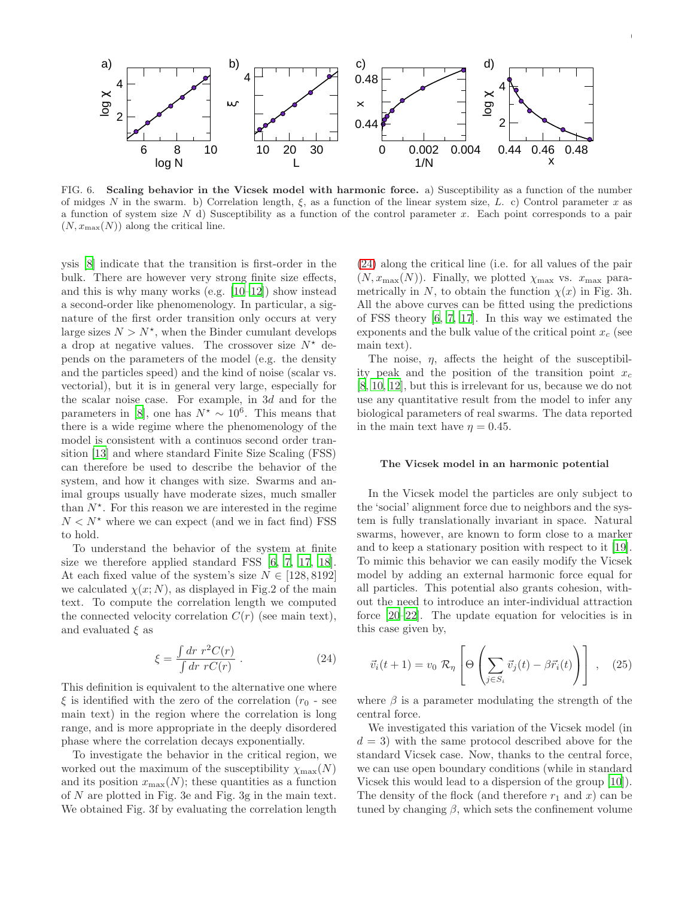FIG. 6. **Scaling behavior in the Vicsek model with harmonic force.** a) Susceptibility as a function of the number of midges $N$ in the swarm. b) Correlation length, $\xi$, as a function of the linear system size, $L$. c) Control parameter $x$ as a function of system size $N$ d) Susceptibility as a function of the control parameter $x$. Each point corresponds to a pair $(N, x_{\max}(N))$ along the critical line.

ysis [8] indicate that the transition is first-order in the bulk. There are however very strong finite size effects, and this is why many works (e.g. [10–12]) show instead a second-order like phenomenology. In particular, a signature of the first order transition only occurs at very large sizes $N > N^\star$, when the Binder cumulant develops a drop at negative values. The crossover size $N^\star$ depends on the parameters of the model (e.g. the density and the particles speed) and the kind of noise (scalar vs. vectorial), but it is in general very large, especially for the scalar noise case. For example, in $3d$ and for the parameters in [8], one has $N^\star \sim 10^6$. This means that there is a wide regime where the phenomenology of the model is consistent with a continuos second order transition [13] and where standard Finite Size Scaling (FSS) can therefore be used to describe the behavior of the system, and how it changes with size. Swarms and animal groups usually have moderate sizes, much smaller than $N^\star$. For this reason we are interested in the regime $N < N^\star$ where we can expect (and we in fact find) FSS to hold.

To understand the behavior of the system at finite size we therefore applied standard FSS [6, 7, 17, 18]. At each fixed value of the system's size $N \in [128, 8192]$ we calculated $\chi(x; N)$, as displayed in Fig.2 of the main text. To compute the correlation length we computed the connected velocity correlation $C(r)$ (see main text), and evaluated $\xi$ as

$$\xi = \frac{\int dr\ r^2 C(r)}{\int dr\ r C(r)} \ . \tag{24}$$

This definition is equivalent to the alternative one where $\xi$ is identified with the zero of the correlation ($r_0$ - see main text) in the region where the correlation is long range, and is more appropriate in the deeply disordered phase where the correlation decays exponentially.

To investigate the behavior in the critical region, we worked out the maximum of the susceptibility $\chi_{\max}(N)$ and its position $x_{\max}(N)$; these quantities as a function of $N$ are plotted in Fig. 3e and Fig. 3g in the main text. We obtained Fig. 3f by evaluating the correlation length (24) along the critical line (i.e. for all values of the pair $(N, x_{\max}(N))$. Finally, we plotted $\chi_{\max}$ vs. $x_{\max}$ parametrically in $N$, to obtain the function $\chi(x)$ in Fig. 3h. All the above curves can be fitted using the predictions of FSS theory [6, 7, 17]. In this way we estimated the exponents and the bulk value of the critical point $x_c$ (see main text).

The noise, $\eta$, affects the height of the susceptibility peak and the position of the transition point $x_c$ [8, 10, 12], but this is irrelevant for us, because we do not use any quantitative result from the model to infer any biological parameters of real swarms. The data reported in the main text have $\eta = 0.45$.

### The Vicsek model in an harmonic potential

In the Vicsek model the particles are only subject to the 'social' alignment force due to neighbors and the system is fully translationally invariant in space. Natural swarms, however, are known to form close to a marker and to keep a stationary position with respect to it [19]. To mimic this behavior we can easily modify the Vicsek model by adding an external harmonic force equal for all particles. This potential also grants cohesion, without the need to introduce an inter-individual attraction force [20–22]. The update equation for velocities is in this case given by,

$$\vec{v}_i(t+1) = v_0\ \mathcal{R}_\eta \left[ \Theta \left( \sum_{j \in S_i} \vec{v}_j(t) - \beta \vec{r}_i(t) \right) \right] \ , \tag{25}$$

where $\beta$ is a parameter modulating the strength of the central force.

We investigated this variation of the Vicsek model (in $d = 3$) with the same protocol described above for the standard Vicsek case. Now, thanks to the central force, we can use open boundary conditions (while in standard Vicsek this would lead to a dispersion of the group [10]). The density of the flock (and therefore $r_1$ and $x$) can be tuned by changing $\beta$, which sets the confinement volume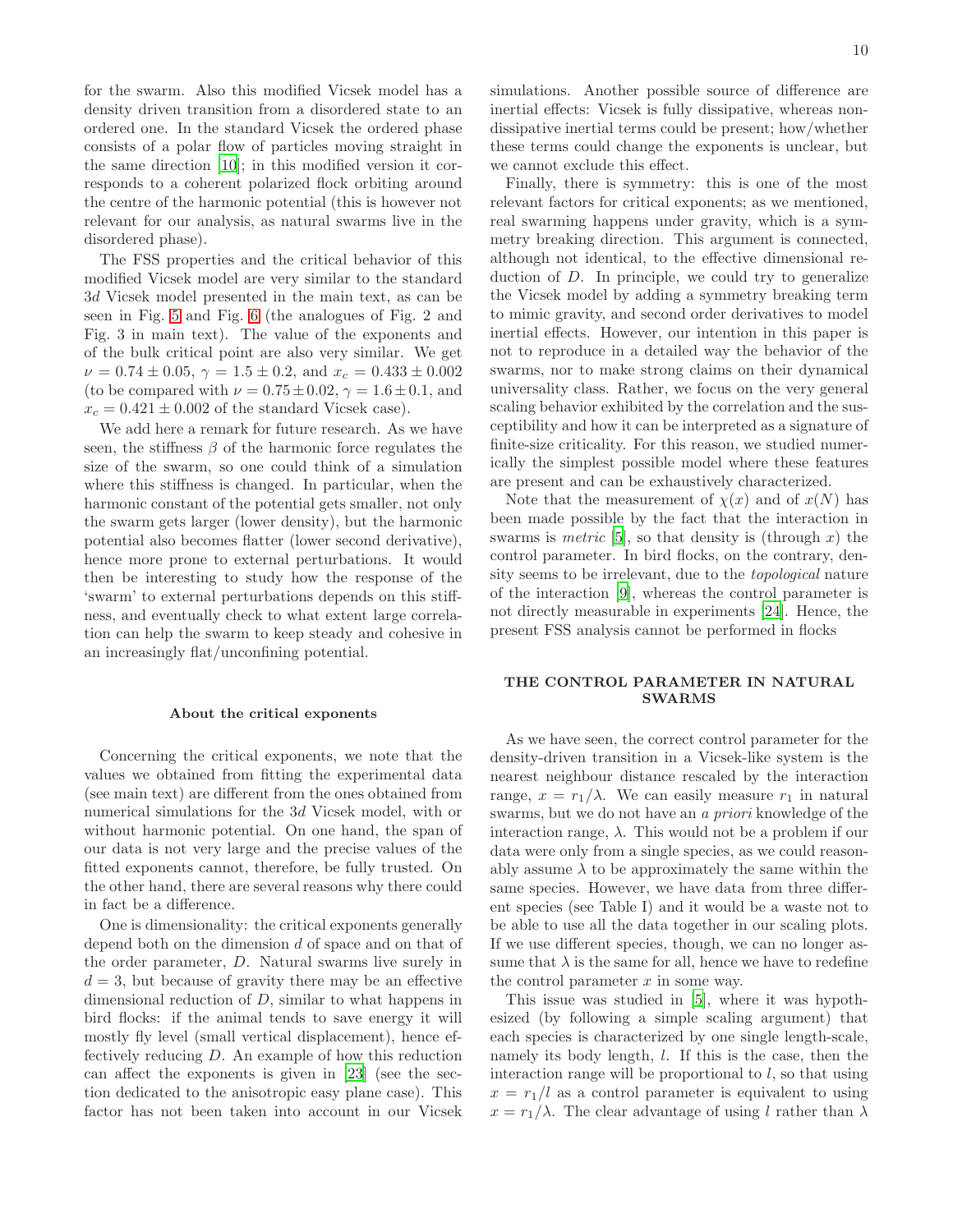for the swarm. Also this modified Vicsek model has a density driven transition from a disordered state to an ordered one. In the standard Vicsek the ordered phase consists of a polar flow of particles moving straight in the same direction [10]; in this modified version it corresponds to a coherent polarized flock orbiting around the centre of the harmonic potential (this is however not relevant for our analysis, as natural swarms live in the disordered phase).

The FSS properties and the critical behavior of this modified Vicsek model are very similar to the standard $3d$ Vicsek model presented in the main text, as can be seen in Fig. 5 and Fig. 6 (the analogues of Fig. 2 and Fig. 3 in main text). The value of the exponents and of the bulk critical point are also very similar. We get $\nu = 0.74 \pm 0.05$, $\gamma = 1.5 \pm 0.2$, and $x_c = 0.433 \pm 0.002$ (to be compared with $\nu = 0.75 \pm 0.02$, $\gamma = 1.6 \pm 0.1$, and $x_c = 0.421 \pm 0.002$ of the standard Vicsek case).

We add here a remark for future research. As we have seen, the stiffness $\beta$ of the harmonic force regulates the size of the swarm, so one could think of a simulation where this stiffness is changed. In particular, when the harmonic constant of the potential gets smaller, not only the swarm gets larger (lower density), but the harmonic potential also becomes flatter (lower second derivative), hence more prone to external perturbations. It would then be interesting to study how the response of the 'swarm' to external perturbations depends on this stiffness, and eventually check to what extent large correlation can help the swarm to keep steady and cohesive in an increasingly flat/unconfining potential.

### About the critical exponents

Concerning the critical exponents, we note that the values we obtained from fitting the experimental data (see main text) are different from the ones obtained from numerical simulations for the $3d$ Vicsek model, with or without harmonic potential. On one hand, the span of our data is not very large and the precise values of the fitted exponents cannot, therefore, be fully trusted. On the other hand, there are several reasons why there could in fact be a difference.

One is dimensionality: the critical exponents generally depend both on the dimension $d$ of space and on that of the order parameter, $D$. Natural swarms live surely in $d = 3$, but because of gravity there may be an effective dimensional reduction of $D$, similar to what happens in bird flocks: if the animal tends to save energy it will mostly fly level (small vertical displacement), hence effectively reducing $D$. An example of how this reduction can affect the exponents is given in [23] (see the section dedicated to the anisotropic easy plane case). This factor has not been taken into account in our Vicsek simulations. Another possible source of difference are inertial effects: Vicsek is fully dissipative, whereas non-dissipative inertial terms could be present; how/whether these terms could change the exponents is unclear, but we cannot exclude this effect.

Finally, there is symmetry: this is one of the most relevant factors for critical exponents; as we mentioned, real swarming happens under gravity, which is a symmetry breaking direction. This argument is connected, although not identical, to the effective dimensional reduction of $D$. In principle, we could try to generalize the Vicsek model by adding a symmetry breaking term to mimic gravity, and second order derivatives to model inertial effects. However, our intention in this paper is not to reproduce in a detailed way the behavior of the swarms, nor to make strong claims on their dynamical universality class. Rather, we focus on the very general scaling behavior exhibited by the correlation and the susceptibility and how it can be interpreted as a signature of finite-size criticality. For this reason, we studied numerically the simplest possible model where these features are present and can be exhaustively characterized.

Note that the measurement of $\chi(x)$ and of $x(N)$ has been made possible by the fact that the interaction in swarms is *metric* [5], so that density is (through $x$) the control parameter. In bird flocks, on the contrary, density seems to be irrelevant, due to the *topological* nature of the interaction [9], whereas the control parameter is not directly measurable in experiments [24]. Hence, the present FSS analysis cannot be performed in flocks

## THE CONTROL PARAMETER IN NATURAL SWARMS

As we have seen, the correct control parameter for the density-driven transition in a Vicsek-like system is the nearest neighbour distance rescaled by the interaction range, $x = r_1/\lambda$. We can easily measure $r_1$ in natural swarms, but we do not have an *a priori* knowledge of the interaction range, $\lambda$. This would not be a problem if our data were only from a single species, as we could reasonably assume $\lambda$ to be approximately the same within the same species. However, we have data from three different species (see Table I) and it would be a waste not to be able to use all the data together in our scaling plots. If we use different species, though, we can no longer assume that $\lambda$ is the same for all, hence we have to redefine the control parameter $x$ in some way.

This issue was studied in [5], where it was hypothesized (by following a simple scaling argument) that each species is characterized by one single length-scale, namely its body length, $l$. If this is the case, then the interaction range will be proportional to $l$, so that using $x = r_1/l$ as a control parameter is equivalent to using $x = r_1/\lambda$. The clear advantage of using $l$ rather than $\lambda$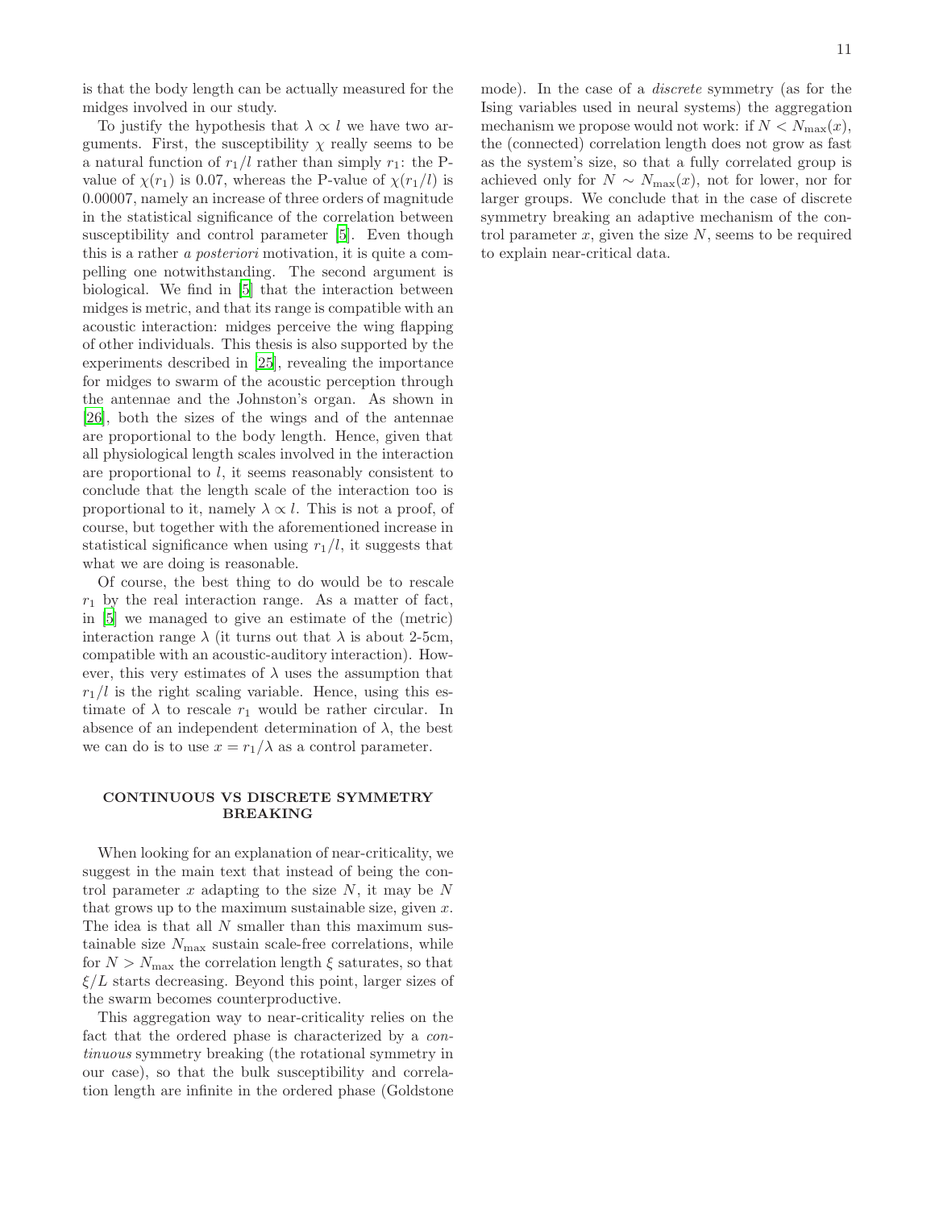is that the body length can be actually measured for the midges involved in our study.

To justify the hypothesis that $\lambda \propto l$ we have two arguments. First, the susceptibility $\chi$ really seems to be a natural function of $r_1/l$ rather than simply $r_1$: the P-value of $\chi(r_1)$ is 0.07, whereas the P-value of $\chi(r_1/l)$ is 0.00007, namely an increase of three orders of magnitude in the statistical significance of the correlation between susceptibility and control parameter [5]. Even though this is a rather *a posteriori* motivation, it is quite a compelling one notwithstanding. The second argument is biological. We find in [5] that the interaction between midges is metric, and that its range is compatible with an acoustic interaction: midges perceive the wing flapping of other individuals. This thesis is also supported by the experiments described in [25], revealing the importance for midges to swarm of the acoustic perception through the antennae and the Johnston's organ. As shown in [26], both the sizes of the wings and of the antennae are proportional to the body length. Hence, given that all physiological length scales involved in the interaction are proportional to $l$, it seems reasonably consistent to conclude that the length scale of the interaction too is proportional to it, namely $\lambda \propto l$. This is not a proof, of course, but together with the aforementioned increase in statistical significance when using $r_1/l$, it suggests that what we are doing is reasonable.

Of course, the best thing to do would be to rescale $r_1$ by the real interaction range. As a matter of fact, in [5] we managed to give an estimate of the (metric) interaction range $\lambda$ (it turns out that $\lambda$ is about 2-5cm, compatible with an acoustic-auditory interaction). However, this very estimates of $\lambda$ uses the assumption that $r_1/l$ is the right scaling variable. Hence, using this estimate of $\lambda$ to rescale $r_1$ would be rather circular. In absence of an independent determination of $\lambda$, the best we can do is to use $x = r_1/\lambda$ as a control parameter.

## CONTINUOUS VS DISCRETE SYMMETRY BREAKING

When looking for an explanation of near-criticality, we suggest in the main text that instead of being the control parameter $x$ adapting to the size $N$, it may be $N$ that grows up to the maximum sustainable size, given $x$. The idea is that all $N$ smaller than this maximum sustainable size $N_{\max}$ sustain scale-free correlations, while for $N > N_{\max}$ the correlation length $\xi$ saturates, so that $\xi/L$ starts decreasing. Beyond this point, larger sizes of the swarm becomes counterproductive.

This aggregation way to near-criticality relies on the fact that the ordered phase is characterized by a *continuous* symmetry breaking (the rotational symmetry in our case), so that the bulk susceptibility and correlation length are infinite in the ordered phase (Goldstone mode). In the case of a *discrete* symmetry (as for the Ising variables used in neural systems) the aggregation mechanism we propose would not work: if $N < N_{\max}(x)$, the (connected) correlation length does not grow as fast as the system's size, so that a fully correlated group is achieved only for $N \sim N_{\max}(x)$, not for lower, nor for larger groups. We conclude that in the case of discrete symmetry breaking an adaptive mechanism of the control parameter $x$, given the size $N$, seems to be required to explain near-critical data.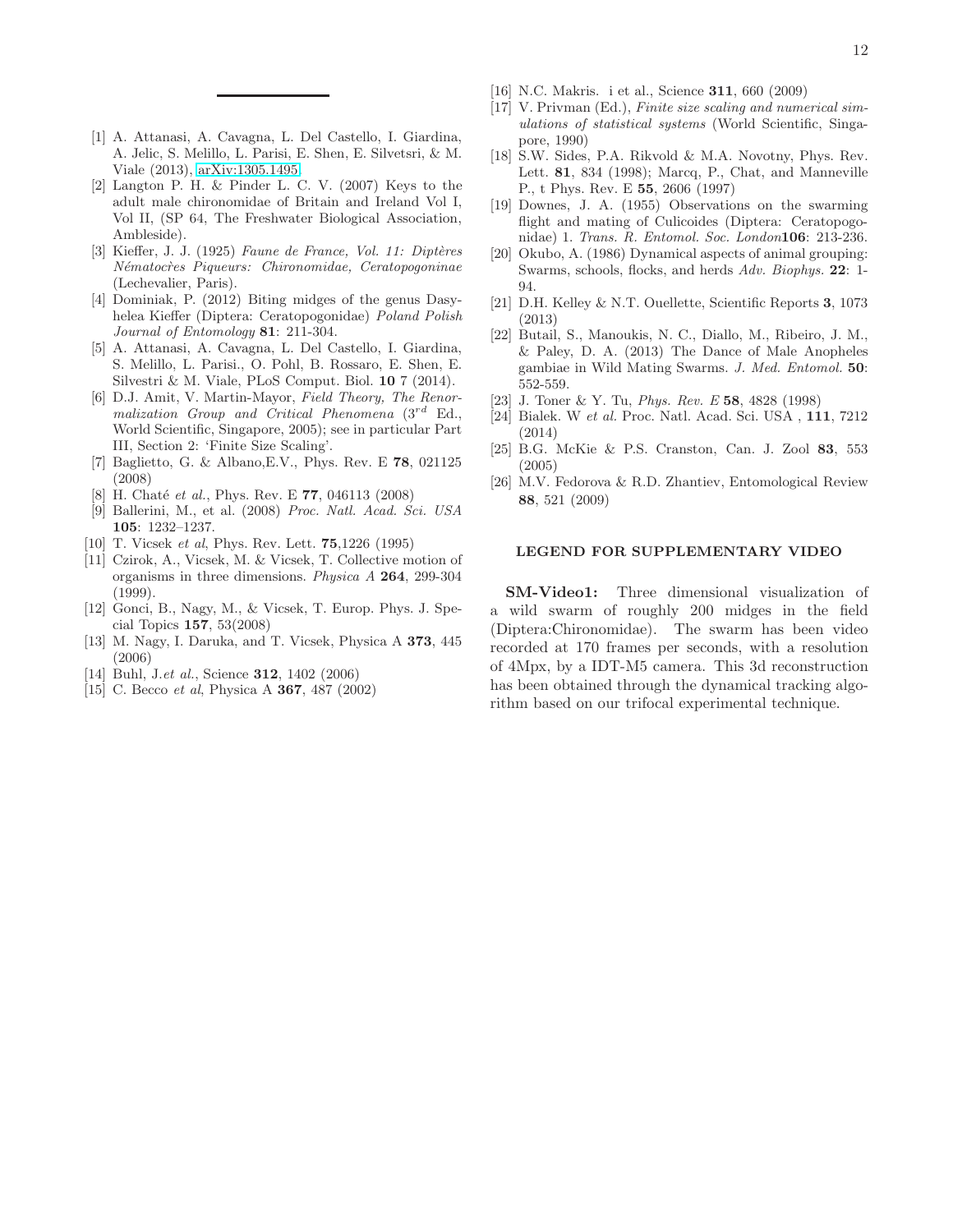---

[1] A. Attanasi, A. Cavagna, L. Del Castello, I. Giardina, A. Jelic, S. Melillo, L. Parisi, E. Shen, E. Silvetsri, & M. Viale (2013), arXiv:1305.1495.

[2] Langton P. H. & Pinder L. C. V. (2007) Keys to the adult male chironomidae of Britain and Ireland Vol I, Vol II, (SP 64, The Freshwater Biological Association, Ambleside).

[3] Kieffer, J. J. (1925) *Faune de France, Vol. 11: Diptères Nématocrès Piqueurs: Chironomidae, Ceratopogoninae* (Lechevalier, Paris).

[4] Dominiak, P. (2012) Biting midges of the genus Dasyhelea Kieffer (Diptera: Ceratopogonidae) *Poland Polish Journal of Entomology* **81**: 211-304.

[5] A. Attanasi, A. Cavagna, L. Del Castello, I. Giardina, S. Melillo, L. Parisi., O. Pohl, B. Rossaro, E. Shen, E. Silvestri & M. Viale, PLoS Comput. Biol. **10** 7 (2014).

[6] D.J. Amit, V. Martin-Mayor, *Field Theory, The Renormalization Group and Critical Phenomena* ($3^{rd}$ Ed., World Scientific, Singapore, 2005); see in particular Part III, Section 2: 'Finite Size Scaling'.

[7] Baglietto, G. & Albano,E.V., Phys. Rev. E **78**, 021125 (2008)

[8] H. Chaté *et al.*, Phys. Rev. E **77**, 046113 (2008)

[9] Ballerini, M., et al. (2008) *Proc. Natl. Acad. Sci. USA* **105**: 1232–1237.

[10] T. Vicsek *et al*, Phys. Rev. Lett. **75**,1226 (1995)

[11] Czirok, A., Vicsek, M. & Vicsek, T. Collective motion of organisms in three dimensions. *Physica A* **264**, 299-304 (1999).

[12] Gonci, B., Nagy, M., & Vicsek, T. Europ. Phys. J. Special Topics **157**, 53(2008)

[13] M. Nagy, I. Daruka, and T. Vicsek, Physica A **373**, 445 (2006)

[14] Buhl, J.*et al.*, Science **312**, 1402 (2006)

[15] C. Becco *et al*, Physica A **367**, 487 (2002)

[16] N.C. Makris. i et al., Science **311**, 660 (2009)

[17] V. Privman (Ed.), *Finite size scaling and numerical simulations of statistical systems* (World Scientific, Singapore, 1990)

[18] S.W. Sides, P.A. Rikvold & M.A. Novotny, Phys. Rev. Lett. **81**, 834 (1998); Marcq, P., Chat, and Manneville P., t Phys. Rev. E **55**, 2606 (1997)

[19] Downes, J. A. (1955) Observations on the swarming flight and mating of Culicoides (Diptera: Ceratopogonidae) 1. *Trans. R. Entomol. Soc. London***106**: 213-236.

[20] Okubo, A. (1986) Dynamical aspects of animal grouping: Swarms, schools, flocks, and herds *Adv. Biophys.* **22**: 1-94.

[21] D.H. Kelley & N.T. Ouellette, Scientific Reports **3**, 1073 (2013)

[22] Butail, S., Manoukis, N. C., Diallo, M., Ribeiro, J. M., & Paley, D. A. (2013) The Dance of Male Anopheles gambiae in Wild Mating Swarms. *J. Med. Entomol.* **50**: 552-559.

[23] J. Toner & Y. Tu, *Phys. Rev. E* **58**, 4828 (1998)

[24] Bialek. W *et al.* Proc. Natl. Acad. Sci. USA , **111**, 7212 (2014)

[25] B.G. McKie & P.S. Cranston, Can. J. Zool **83**, 553 (2005)

[26] M.V. Fedorova & R.D. Zhantiev, Entomological Review **88**, 521 (2009)

## LEGEND FOR SUPPLEMENTARY VIDEO

**SM-Video1:** Three dimensional visualization of a wild swarm of roughly 200 midges in the field (Diptera:Chironomidae). The swarm has been video recorded at 170 frames per seconds, with a resolution of 4Mpx, by a IDT-M5 camera. This 3d reconstruction has been obtained through the dynamical tracking algorithm based on our trifocal experimental technique.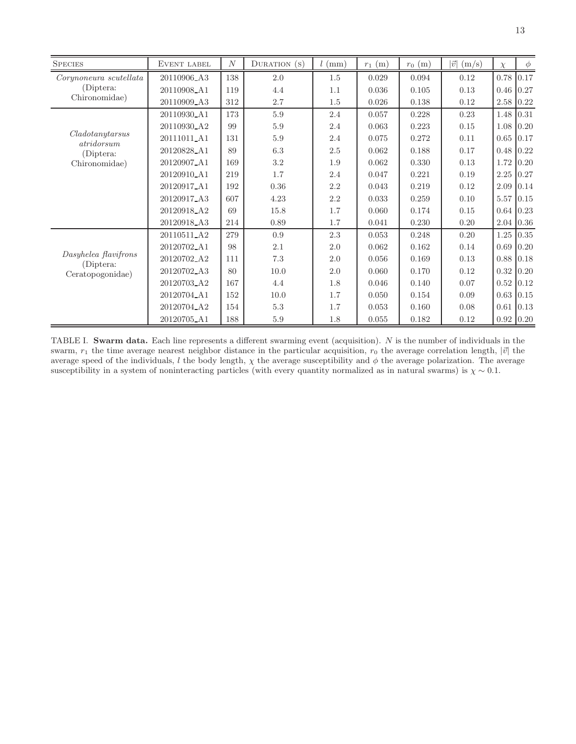| Species | Event label | $N$ | Duration (s) | $l$ (mm) | $r_1$ (m) | $r_0$ (m) | $\vert\vec{v}\vert$ (m/s) | $\chi$ | $\phi$ |
|---|---|---|---|---|---|---|---|---|---|
| *Corynoneura scutellata* (Diptera: Chironomidae) | 20110906_A3 | 138 | 2.0 | 1.5 | 0.029 | 0.094 | 0.12 | 0.78 | 0.17 |
| | 20110908_A1 | 119 | 4.4 | 1.1 | 0.036 | 0.105 | 0.13 | 0.46 | 0.27 |
| | 20110909_A3 | 312 | 2.7 | 1.5 | 0.026 | 0.138 | 0.12 | 2.58 | 0.22 |
| *Cladotanytarsus atridorsum* (Diptera: Chironomidae) | 20110930_A1 | 173 | 5.9 | 2.4 | 0.057 | 0.228 | 0.23 | 1.48 | 0.31 |
| | 20110930_A2 | 99 | 5.9 | 2.4 | 0.063 | 0.223 | 0.15 | 1.08 | 0.20 |
| | 20111011_A1 | 131 | 5.9 | 2.4 | 0.075 | 0.272 | 0.11 | 0.65 | 0.17 |
| | 20120828_A1 | 89 | 6.3 | 2.5 | 0.062 | 0.188 | 0.17 | 0.48 | 0.22 |
| | 20120907_A1 | 169 | 3.2 | 1.9 | 0.062 | 0.330 | 0.13 | 1.72 | 0.20 |
| | 20120910_A1 | 219 | 1.7 | 2.4 | 0.047 | 0.221 | 0.19 | 2.25 | 0.27 |
| | 20120917_A1 | 192 | 0.36 | 2.2 | 0.043 | 0.219 | 0.12 | 2.09 | 0.14 |
| | 20120917_A3 | 607 | 4.23 | 2.2 | 0.033 | 0.259 | 0.10 | 5.57 | 0.15 |
| | 20120918_A2 | 69 | 15.8 | 1.7 | 0.060 | 0.174 | 0.15 | 0.64 | 0.23 |
| | 20120918_A3 | 214 | 0.89 | 1.7 | 0.041 | 0.230 | 0.20 | 2.04 | 0.36 |
| *Dasyhelea flavifrons* (Diptera: Ceratopogonidae) | 20110511_A2 | 279 | 0.9 | 2.3 | 0.053 | 0.248 | 0.20 | 1.25 | 0.35 |
| | 20120702_A1 | 98 | 2.1 | 2.0 | 0.062 | 0.162 | 0.14 | 0.69 | 0.20 |
| | 20120702_A2 | 111 | 7.3 | 2.0 | 0.056 | 0.169 | 0.13 | 0.88 | 0.18 |
| | 20120702_A3 | 80 | 10.0 | 2.0 | 0.060 | 0.170 | 0.12 | 0.32 | 0.20 |
| | 20120703_A2 | 167 | 4.4 | 1.8 | 0.046 | 0.140 | 0.07 | 0.52 | 0.12 |
| | 20120704_A1 | 152 | 10.0 | 1.7 | 0.050 | 0.154 | 0.09 | 0.63 | 0.15 |
| | 20120704_A2 | 154 | 5.3 | 1.7 | 0.053 | 0.160 | 0.08 | 0.61 | 0.13 |
| | 20120705_A1 | 188 | 5.9 | 1.8 | 0.055 | 0.182 | 0.12 | 0.92 | 0.20 |

TABLE I. **Swarm data.** Each line represents a different swarming event (acquisition). $N$ is the number of individuals in the swarm, $r_1$ the time average nearest neighbor distance in the particular acquisition, $r_0$ the average correlation length, $|\vec{v}|$ the average speed of the individuals, $l$ the body length, $\chi$ the average susceptibility and $\phi$ the average polarization. The average susceptibility in a system of noninteracting particles (with every quantity normalized as in natural swarms) is $\chi \sim 0.1$.